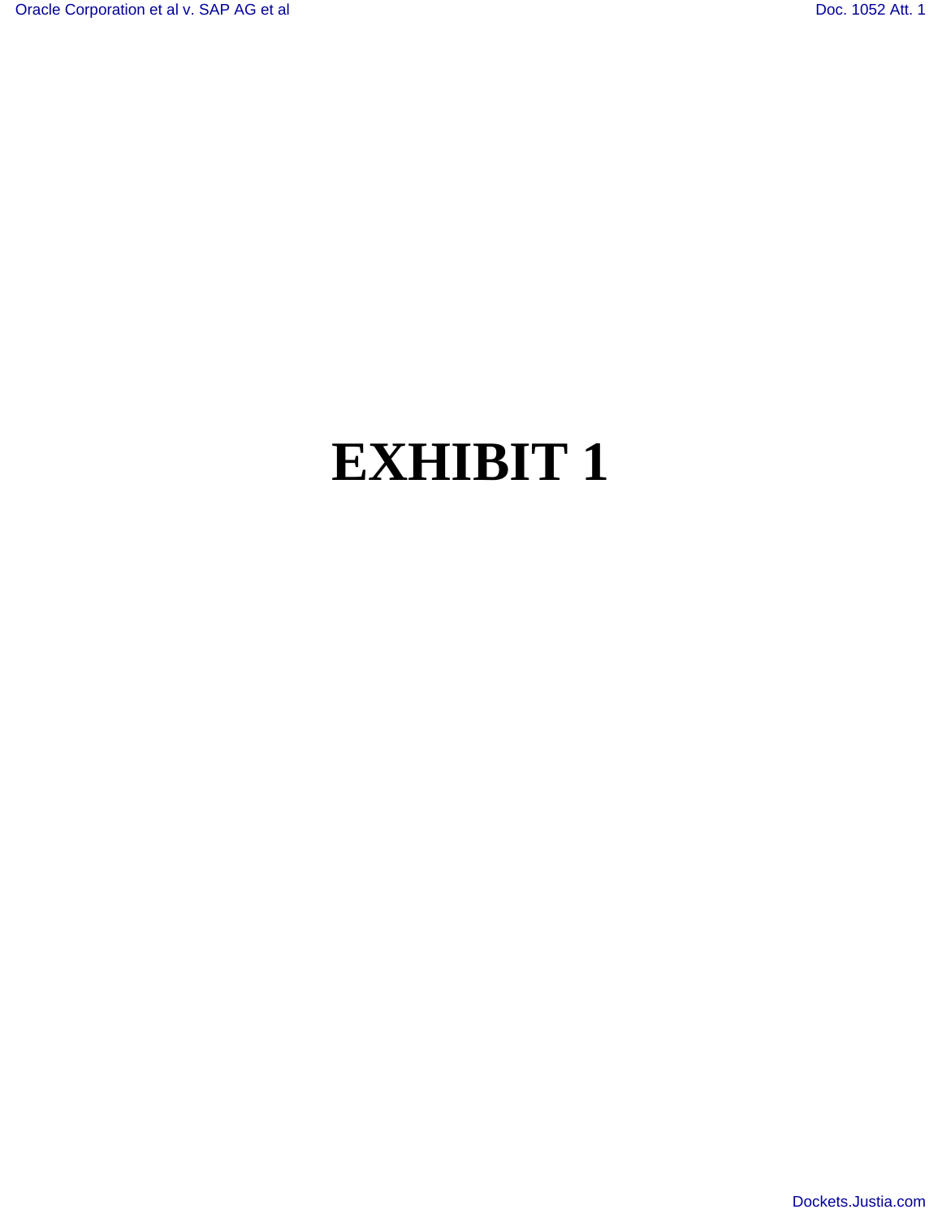# EXHIBIT 1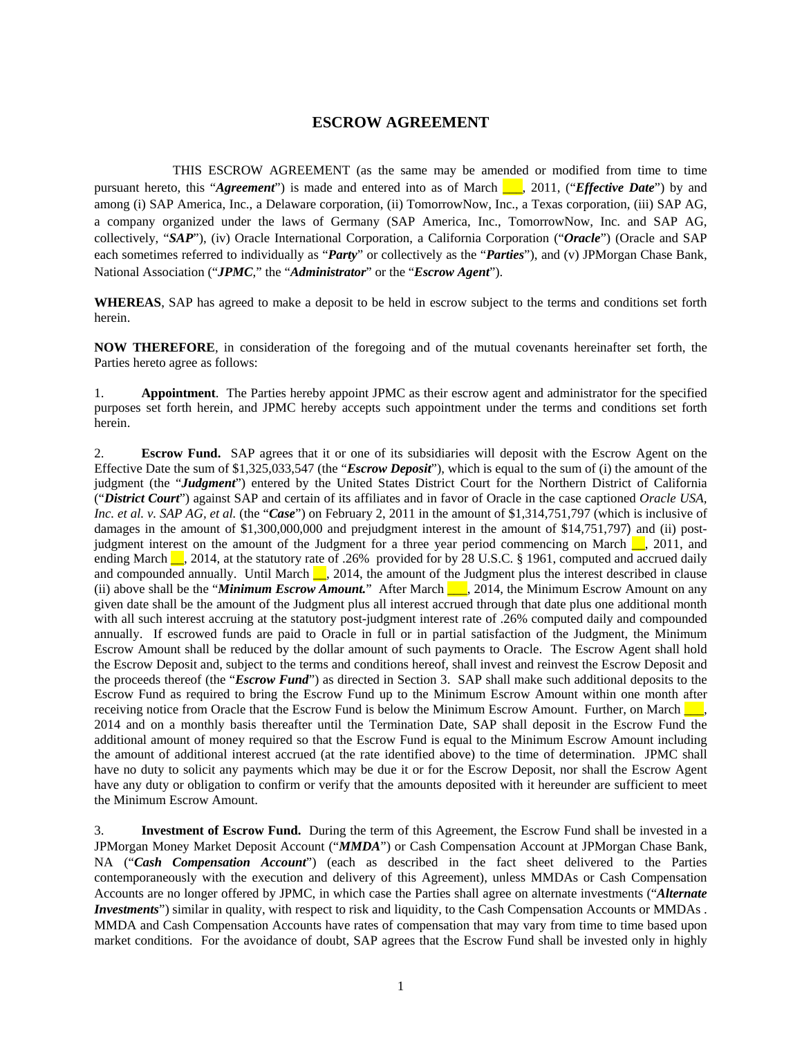# ESCROW AGREEMENT

THIS ESCROW AGREEMENT (as the same may be amended or modified from time to time pursuant hereto, this "***Agreement***") is made and entered into as of March ___, 2011, ("***Effective Date***") by and among (i) SAP America, Inc., a Delaware corporation, (ii) TomorrowNow, Inc., a Texas corporation, (iii) SAP AG, a company organized under the laws of Germany (SAP America, Inc., TomorrowNow, Inc. and SAP AG, collectively, "***SAP***"), (iv) Oracle International Corporation, a California Corporation ("***Oracle***") (Oracle and SAP each sometimes referred to individually as "***Party***" or collectively as the "***Parties***"), and (v) JPMorgan Chase Bank, National Association ("***JPMC***," the "***Administrator***" or the "***Escrow Agent***").

**WHEREAS**, SAP has agreed to make a deposit to be held in escrow subject to the terms and conditions set forth herein.

**NOW THEREFORE**, in consideration of the foregoing and of the mutual covenants hereinafter set forth, the Parties hereto agree as follows:

1. **Appointment**. The Parties hereby appoint JPMC as their escrow agent and administrator for the specified purposes set forth herein, and JPMC hereby accepts such appointment under the terms and conditions set forth herein.

2. **Escrow Fund.** SAP agrees that it or one of its subsidiaries will deposit with the Escrow Agent on the Effective Date the sum of $1,325,033,547 (the "***Escrow Deposit***"), which is equal to the sum of (i) the amount of the judgment (the "***Judgment***") entered by the United States District Court for the Northern District of California ("***District Court***") against SAP and certain of its affiliates and in favor of Oracle in the case captioned *Oracle USA, Inc. et al. v. SAP AG, et al.* (the "***Case***") on February 2, 2011 in the amount of $1,314,751,797 (which is inclusive of damages in the amount of $1,300,000,000 and prejudgment interest in the amount of $14,751,797) and (ii) post-judgment interest on the amount of the Judgment for a three year period commencing on March __, 2011, and ending March __, 2014, at the statutory rate of .26% provided for by 28 U.S.C. § 1961, computed and accrued daily and compounded annually. Until March __, 2014, the amount of the Judgment plus the interest described in clause (ii) above shall be the "***Minimum Escrow Amount.***" After March ___, 2014, the Minimum Escrow Amount on any given date shall be the amount of the Judgment plus all interest accrued through that date plus one additional month with all such interest accruing at the statutory post-judgment interest rate of .26% computed daily and compounded annually. If escrowed funds are paid to Oracle in full or in partial satisfaction of the Judgment, the Minimum Escrow Amount shall be reduced by the dollar amount of such payments to Oracle. The Escrow Agent shall hold the Escrow Deposit and, subject to the terms and conditions hereof, shall invest and reinvest the Escrow Deposit and the proceeds thereof (the "***Escrow Fund***") as directed in Section 3. SAP shall make such additional deposits to the Escrow Fund as required to bring the Escrow Fund up to the Minimum Escrow Amount within one month after receiving notice from Oracle that the Escrow Fund is below the Minimum Escrow Amount. Further, on March ___, 2014 and on a monthly basis thereafter until the Termination Date, SAP shall deposit in the Escrow Fund the additional amount of money required so that the Escrow Fund is equal to the Minimum Escrow Amount including the amount of additional interest accrued (at the rate identified above) to the time of determination. JPMC shall have no duty to solicit any payments which may be due it or for the Escrow Deposit, nor shall the Escrow Agent have any duty or obligation to confirm or verify that the amounts deposited with it hereunder are sufficient to meet the Minimum Escrow Amount.

3. **Investment of Escrow Fund.** During the term of this Agreement, the Escrow Fund shall be invested in a JPMorgan Money Market Deposit Account ("***MMDA***") or Cash Compensation Account at JPMorgan Chase Bank, NA ("***Cash Compensation Account***") (each as described in the fact sheet delivered to the Parties contemporaneously with the execution and delivery of this Agreement), unless MMDAs or Cash Compensation Accounts are no longer offered by JPMC, in which case the Parties shall agree on alternate investments ("***Alternate Investments***") similar in quality, with respect to risk and liquidity, to the Cash Compensation Accounts or MMDAs . MMDA and Cash Compensation Accounts have rates of compensation that may vary from time to time based upon market conditions. For the avoidance of doubt, SAP agrees that the Escrow Fund shall be invested only in highly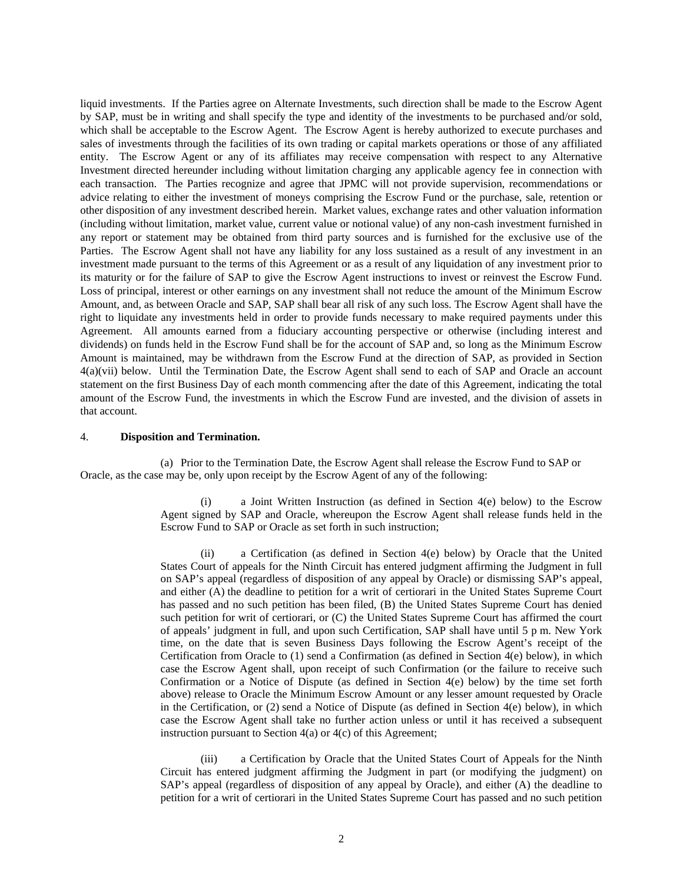liquid investments. If the Parties agree on Alternate Investments, such direction shall be made to the Escrow Agent by SAP, must be in writing and shall specify the type and identity of the investments to be purchased and/or sold, which shall be acceptable to the Escrow Agent. The Escrow Agent is hereby authorized to execute purchases and sales of investments through the facilities of its own trading or capital markets operations or those of any affiliated entity. The Escrow Agent or any of its affiliates may receive compensation with respect to any Alternative Investment directed hereunder including without limitation charging any applicable agency fee in connection with each transaction. The Parties recognize and agree that JPMC will not provide supervision, recommendations or advice relating to either the investment of moneys comprising the Escrow Fund or the purchase, sale, retention or other disposition of any investment described herein. Market values, exchange rates and other valuation information (including without limitation, market value, current value or notional value) of any non-cash investment furnished in any report or statement may be obtained from third party sources and is furnished for the exclusive use of the Parties. The Escrow Agent shall not have any liability for any loss sustained as a result of any investment in an investment made pursuant to the terms of this Agreement or as a result of any liquidation of any investment prior to its maturity or for the failure of SAP to give the Escrow Agent instructions to invest or reinvest the Escrow Fund. Loss of principal, interest or other earnings on any investment shall not reduce the amount of the Minimum Escrow Amount, and, as between Oracle and SAP, SAP shall bear all risk of any such loss. The Escrow Agent shall have the right to liquidate any investments held in order to provide funds necessary to make required payments under this Agreement. All amounts earned from a fiduciary accounting perspective or otherwise (including interest and dividends) on funds held in the Escrow Fund shall be for the account of SAP and, so long as the Minimum Escrow Amount is maintained, may be withdrawn from the Escrow Fund at the direction of SAP, as provided in Section 4(a)(vii) below. Until the Termination Date, the Escrow Agent shall send to each of SAP and Oracle an account statement on the first Business Day of each month commencing after the date of this Agreement, indicating the total amount of the Escrow Fund, the investments in which the Escrow Fund are invested, and the division of assets in that account.

4. **Disposition and Termination.**

(a) Prior to the Termination Date, the Escrow Agent shall release the Escrow Fund to SAP or Oracle, as the case may be, only upon receipt by the Escrow Agent of any of the following:

(i) a Joint Written Instruction (as defined in Section 4(e) below) to the Escrow Agent signed by SAP and Oracle, whereupon the Escrow Agent shall release funds held in the Escrow Fund to SAP or Oracle as set forth in such instruction;

(ii) a Certification (as defined in Section 4(e) below) by Oracle that the United States Court of appeals for the Ninth Circuit has entered judgment affirming the Judgment in full on SAP's appeal (regardless of disposition of any appeal by Oracle) or dismissing SAP's appeal, and either (A) the deadline to petition for a writ of certiorari in the United States Supreme Court has passed and no such petition has been filed, (B) the United States Supreme Court has denied such petition for writ of certiorari, or (C) the United States Supreme Court has affirmed the court of appeals' judgment in full, and upon such Certification, SAP shall have until 5 p m. New York time, on the date that is seven Business Days following the Escrow Agent's receipt of the Certification from Oracle to (1) send a Confirmation (as defined in Section 4(e) below), in which case the Escrow Agent shall, upon receipt of such Confirmation (or the failure to receive such Confirmation or a Notice of Dispute (as defined in Section 4(e) below) by the time set forth above) release to Oracle the Minimum Escrow Amount or any lesser amount requested by Oracle in the Certification, or (2) send a Notice of Dispute (as defined in Section 4(e) below), in which case the Escrow Agent shall take no further action unless or until it has received a subsequent instruction pursuant to Section 4(a) or 4(c) of this Agreement;

(iii) a Certification by Oracle that the United States Court of Appeals for the Ninth Circuit has entered judgment affirming the Judgment in part (or modifying the judgment) on SAP's appeal (regardless of disposition of any appeal by Oracle), and either (A) the deadline to petition for a writ of certiorari in the United States Supreme Court has passed and no such petition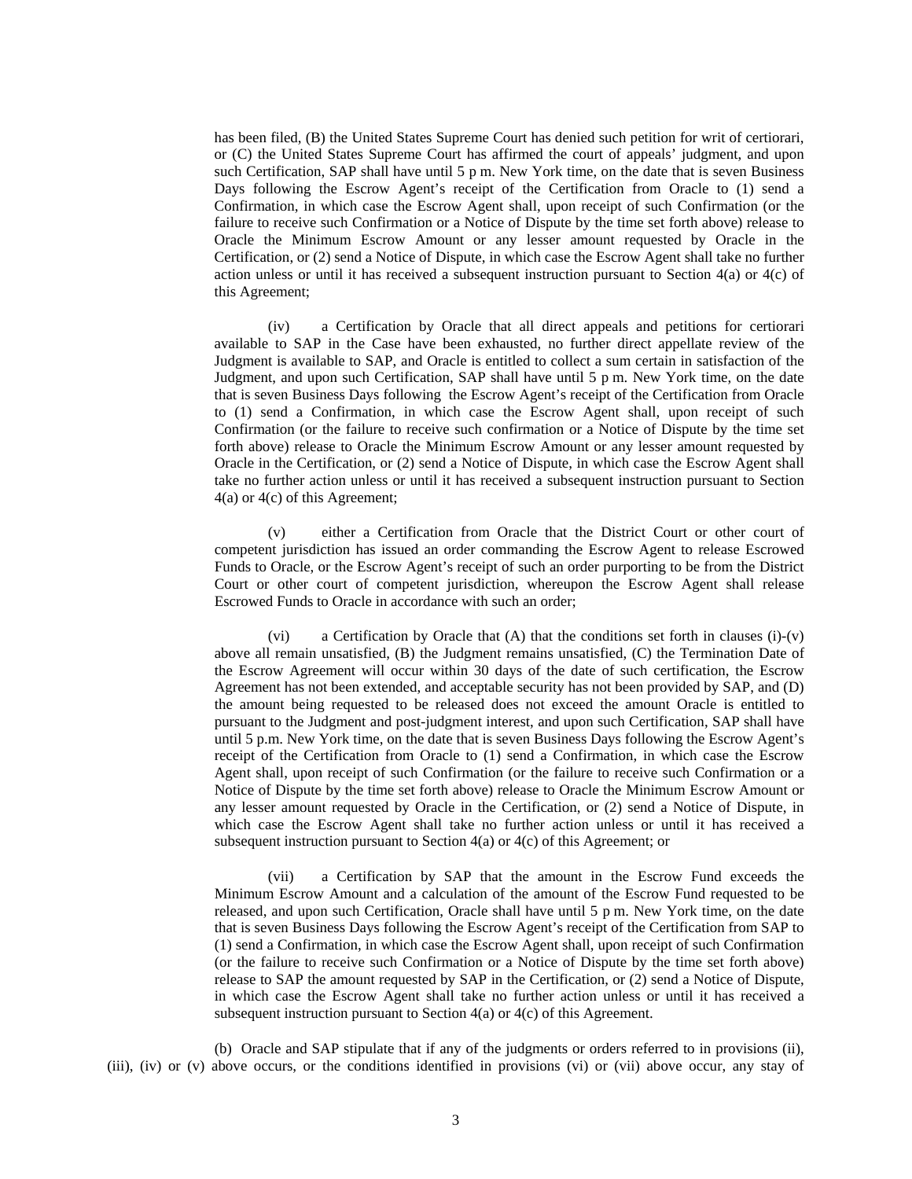has been filed, (B) the United States Supreme Court has denied such petition for writ of certiorari, or (C) the United States Supreme Court has affirmed the court of appeals' judgment, and upon such Certification, SAP shall have until 5 p m. New York time, on the date that is seven Business Days following the Escrow Agent's receipt of the Certification from Oracle to (1) send a Confirmation, in which case the Escrow Agent shall, upon receipt of such Confirmation (or the failure to receive such Confirmation or a Notice of Dispute by the time set forth above) release to Oracle the Minimum Escrow Amount or any lesser amount requested by Oracle in the Certification, or (2) send a Notice of Dispute, in which case the Escrow Agent shall take no further action unless or until it has received a subsequent instruction pursuant to Section 4(a) or 4(c) of this Agreement;

(iv) a Certification by Oracle that all direct appeals and petitions for certiorari available to SAP in the Case have been exhausted, no further direct appellate review of the Judgment is available to SAP, and Oracle is entitled to collect a sum certain in satisfaction of the Judgment, and upon such Certification, SAP shall have until 5 p m. New York time, on the date that is seven Business Days following the Escrow Agent's receipt of the Certification from Oracle to (1) send a Confirmation, in which case the Escrow Agent shall, upon receipt of such Confirmation (or the failure to receive such confirmation or a Notice of Dispute by the time set forth above) release to Oracle the Minimum Escrow Amount or any lesser amount requested by Oracle in the Certification, or (2) send a Notice of Dispute, in which case the Escrow Agent shall take no further action unless or until it has received a subsequent instruction pursuant to Section 4(a) or 4(c) of this Agreement;

(v) either a Certification from Oracle that the District Court or other court of competent jurisdiction has issued an order commanding the Escrow Agent to release Escrowed Funds to Oracle, or the Escrow Agent's receipt of such an order purporting to be from the District Court or other court of competent jurisdiction, whereupon the Escrow Agent shall release Escrowed Funds to Oracle in accordance with such an order;

(vi) a Certification by Oracle that (A) that the conditions set forth in clauses (i)-(v) above all remain unsatisfied, (B) the Judgment remains unsatisfied, (C) the Termination Date of the Escrow Agreement will occur within 30 days of the date of such certification, the Escrow Agreement has not been extended, and acceptable security has not been provided by SAP, and (D) the amount being requested to be released does not exceed the amount Oracle is entitled to pursuant to the Judgment and post-judgment interest, and upon such Certification, SAP shall have until 5 p.m. New York time, on the date that is seven Business Days following the Escrow Agent's receipt of the Certification from Oracle to (1) send a Confirmation, in which case the Escrow Agent shall, upon receipt of such Confirmation (or the failure to receive such Confirmation or a Notice of Dispute by the time set forth above) release to Oracle the Minimum Escrow Amount or any lesser amount requested by Oracle in the Certification, or (2) send a Notice of Dispute, in which case the Escrow Agent shall take no further action unless or until it has received a subsequent instruction pursuant to Section 4(a) or 4(c) of this Agreement; or

(vii) a Certification by SAP that the amount in the Escrow Fund exceeds the Minimum Escrow Amount and a calculation of the amount of the Escrow Fund requested to be released, and upon such Certification, Oracle shall have until 5 p m. New York time, on the date that is seven Business Days following the Escrow Agent's receipt of the Certification from SAP to (1) send a Confirmation, in which case the Escrow Agent shall, upon receipt of such Confirmation (or the failure to receive such Confirmation or a Notice of Dispute by the time set forth above) release to SAP the amount requested by SAP in the Certification, or (2) send a Notice of Dispute, in which case the Escrow Agent shall take no further action unless or until it has received a subsequent instruction pursuant to Section 4(a) or 4(c) of this Agreement.

(b) Oracle and SAP stipulate that if any of the judgments or orders referred to in provisions (ii), (iii), (iv) or (v) above occurs, or the conditions identified in provisions (vi) or (vii) above occur, any stay of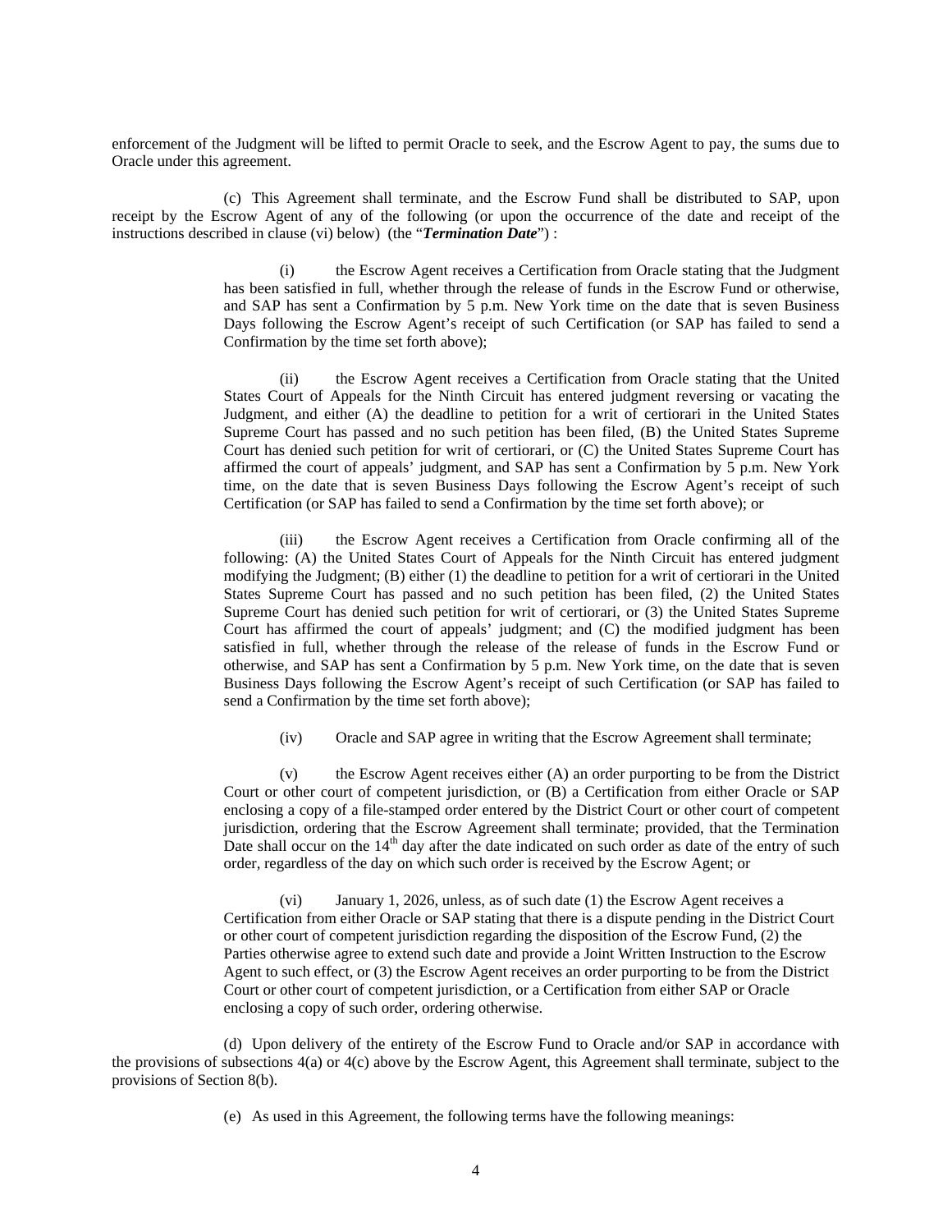enforcement of the Judgment will be lifted to permit Oracle to seek, and the Escrow Agent to pay, the sums due to Oracle under this agreement.

(c) This Agreement shall terminate, and the Escrow Fund shall be distributed to SAP, upon receipt by the Escrow Agent of any of the following (or upon the occurrence of the date and receipt of the instructions described in clause (vi) below) (the "***Termination Date***") :

> (i) the Escrow Agent receives a Certification from Oracle stating that the Judgment has been satisfied in full, whether through the release of funds in the Escrow Fund or otherwise, and SAP has sent a Confirmation by 5 p.m. New York time on the date that is seven Business Days following the Escrow Agent's receipt of such Certification (or SAP has failed to send a Confirmation by the time set forth above);
>
> (ii) the Escrow Agent receives a Certification from Oracle stating that the United States Court of Appeals for the Ninth Circuit has entered judgment reversing or vacating the Judgment, and either (A) the deadline to petition for a writ of certiorari in the United States Supreme Court has passed and no such petition has been filed, (B) the United States Supreme Court has denied such petition for writ of certiorari, or (C) the United States Supreme Court has affirmed the court of appeals' judgment, and SAP has sent a Confirmation by 5 p.m. New York time, on the date that is seven Business Days following the Escrow Agent's receipt of such Certification (or SAP has failed to send a Confirmation by the time set forth above); or
>
> (iii) the Escrow Agent receives a Certification from Oracle confirming all of the following: (A) the United States Court of Appeals for the Ninth Circuit has entered judgment modifying the Judgment; (B) either (1) the deadline to petition for a writ of certiorari in the United States Supreme Court has passed and no such petition has been filed, (2) the United States Supreme Court has denied such petition for writ of certiorari, or (3) the United States Supreme Court has affirmed the court of appeals' judgment; and (C) the modified judgment has been satisfied in full, whether through the release of the release of funds in the Escrow Fund or otherwise, and SAP has sent a Confirmation by 5 p.m. New York time, on the date that is seven Business Days following the Escrow Agent's receipt of such Certification (or SAP has failed to send a Confirmation by the time set forth above);
>
> (iv) Oracle and SAP agree in writing that the Escrow Agreement shall terminate;
>
> (v) the Escrow Agent receives either (A) an order purporting to be from the District Court or other court of competent jurisdiction, or (B) a Certification from either Oracle or SAP enclosing a copy of a file-stamped order entered by the District Court or other court of competent jurisdiction, ordering that the Escrow Agreement shall terminate; provided, that the Termination Date shall occur on the 14th day after the date indicated on such order as date of the entry of such order, regardless of the day on which such order is received by the Escrow Agent; or
>
> (vi) January 1, 2026, unless, as of such date (1) the Escrow Agent receives a Certification from either Oracle or SAP stating that there is a dispute pending in the District Court or other court of competent jurisdiction regarding the disposition of the Escrow Fund, (2) the Parties otherwise agree to extend such date and provide a Joint Written Instruction to the Escrow Agent to such effect, or (3) the Escrow Agent receives an order purporting to be from the District Court or other court of competent jurisdiction, or a Certification from either SAP or Oracle enclosing a copy of such order, ordering otherwise.

(d) Upon delivery of the entirety of the Escrow Fund to Oracle and/or SAP in accordance with the provisions of subsections 4(a) or 4(c) above by the Escrow Agent, this Agreement shall terminate, subject to the provisions of Section 8(b).

(e) As used in this Agreement, the following terms have the following meanings: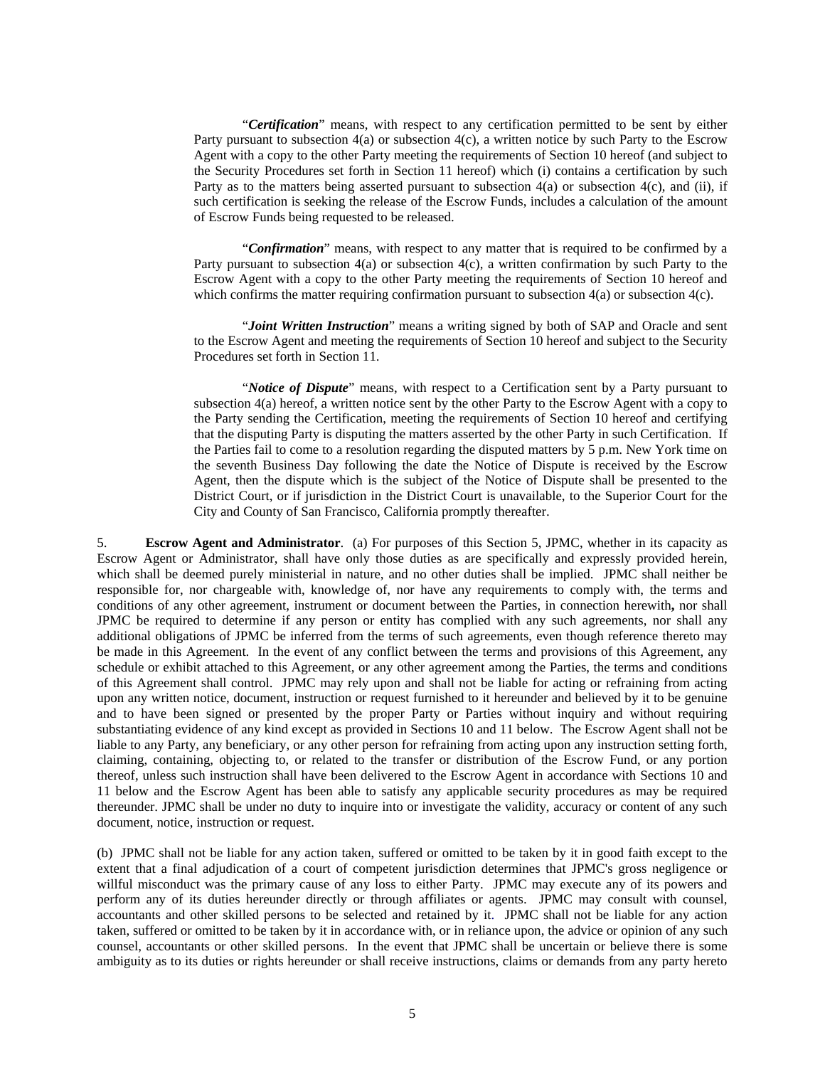"***Certification***" means, with respect to any certification permitted to be sent by either Party pursuant to subsection 4(a) or subsection 4(c), a written notice by such Party to the Escrow Agent with a copy to the other Party meeting the requirements of Section 10 hereof (and subject to the Security Procedures set forth in Section 11 hereof) which (i) contains a certification by such Party as to the matters being asserted pursuant to subsection 4(a) or subsection 4(c), and (ii), if such certification is seeking the release of the Escrow Funds, includes a calculation of the amount of Escrow Funds being requested to be released.

"***Confirmation***" means, with respect to any matter that is required to be confirmed by a Party pursuant to subsection 4(a) or subsection 4(c), a written confirmation by such Party to the Escrow Agent with a copy to the other Party meeting the requirements of Section 10 hereof and which confirms the matter requiring confirmation pursuant to subsection 4(a) or subsection 4(c).

"***Joint Written Instruction***" means a writing signed by both of SAP and Oracle and sent to the Escrow Agent and meeting the requirements of Section 10 hereof and subject to the Security Procedures set forth in Section 11.

"***Notice of Dispute***" means, with respect to a Certification sent by a Party pursuant to subsection 4(a) hereof, a written notice sent by the other Party to the Escrow Agent with a copy to the Party sending the Certification, meeting the requirements of Section 10 hereof and certifying that the disputing Party is disputing the matters asserted by the other Party in such Certification. If the Parties fail to come to a resolution regarding the disputed matters by 5 p.m. New York time on the seventh Business Day following the date the Notice of Dispute is received by the Escrow Agent, then the dispute which is the subject of the Notice of Dispute shall be presented to the District Court, or if jurisdiction in the District Court is unavailable, to the Superior Court for the City and County of San Francisco, California promptly thereafter.

5. **Escrow Agent and Administrator**. (a) For purposes of this Section 5, JPMC, whether in its capacity as Escrow Agent or Administrator, shall have only those duties as are specifically and expressly provided herein, which shall be deemed purely ministerial in nature, and no other duties shall be implied. JPMC shall neither be responsible for, nor chargeable with, knowledge of, nor have any requirements to comply with, the terms and conditions of any other agreement, instrument or document between the Parties, in connection herewith**,** nor shall JPMC be required to determine if any person or entity has complied with any such agreements, nor shall any additional obligations of JPMC be inferred from the terms of such agreements, even though reference thereto may be made in this Agreement. In the event of any conflict between the terms and provisions of this Agreement, any schedule or exhibit attached to this Agreement, or any other agreement among the Parties, the terms and conditions of this Agreement shall control. JPMC may rely upon and shall not be liable for acting or refraining from acting upon any written notice, document, instruction or request furnished to it hereunder and believed by it to be genuine and to have been signed or presented by the proper Party or Parties without inquiry and without requiring substantiating evidence of any kind except as provided in Sections 10 and 11 below. The Escrow Agent shall not be liable to any Party, any beneficiary, or any other person for refraining from acting upon any instruction setting forth, claiming, containing, objecting to, or related to the transfer or distribution of the Escrow Fund, or any portion thereof, unless such instruction shall have been delivered to the Escrow Agent in accordance with Sections 10 and 11 below and the Escrow Agent has been able to satisfy any applicable security procedures as may be required thereunder. JPMC shall be under no duty to inquire into or investigate the validity, accuracy or content of any such document, notice, instruction or request.

(b) JPMC shall not be liable for any action taken, suffered or omitted to be taken by it in good faith except to the extent that a final adjudication of a court of competent jurisdiction determines that JPMC's gross negligence or willful misconduct was the primary cause of any loss to either Party. JPMC may execute any of its powers and perform any of its duties hereunder directly or through affiliates or agents. JPMC may consult with counsel, accountants and other skilled persons to be selected and retained by it. JPMC shall not be liable for any action taken, suffered or omitted to be taken by it in accordance with, or in reliance upon, the advice or opinion of any such counsel, accountants or other skilled persons. In the event that JPMC shall be uncertain or believe there is some ambiguity as to its duties or rights hereunder or shall receive instructions, claims or demands from any party hereto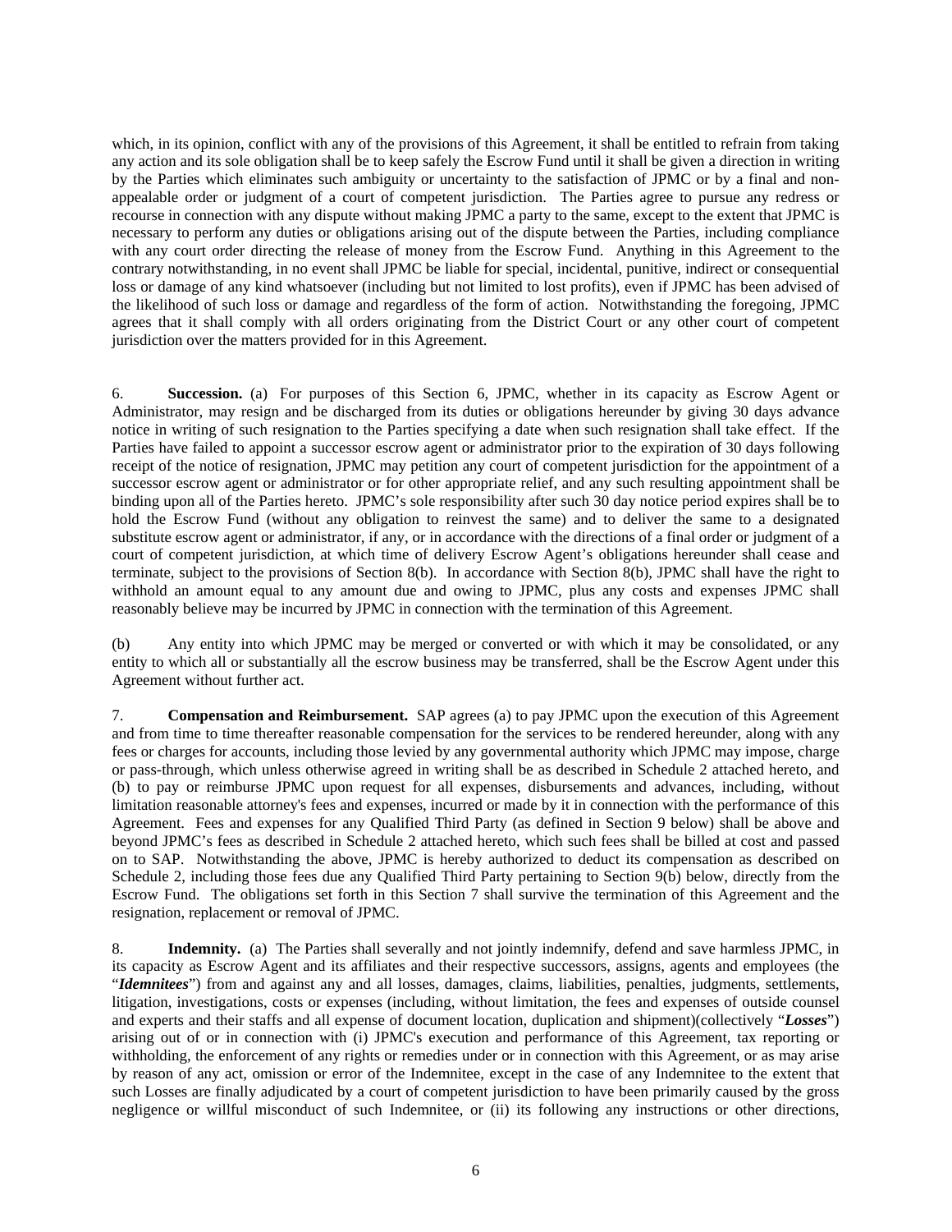which, in its opinion, conflict with any of the provisions of this Agreement, it shall be entitled to refrain from taking any action and its sole obligation shall be to keep safely the Escrow Fund until it shall be given a direction in writing by the Parties which eliminates such ambiguity or uncertainty to the satisfaction of JPMC or by a final and non-appealable order or judgment of a court of competent jurisdiction. The Parties agree to pursue any redress or recourse in connection with any dispute without making JPMC a party to the same, except to the extent that JPMC is necessary to perform any duties or obligations arising out of the dispute between the Parties, including compliance with any court order directing the release of money from the Escrow Fund. Anything in this Agreement to the contrary notwithstanding, in no event shall JPMC be liable for special, incidental, punitive, indirect or consequential loss or damage of any kind whatsoever (including but not limited to lost profits), even if JPMC has been advised of the likelihood of such loss or damage and regardless of the form of action. Notwithstanding the foregoing, JPMC agrees that it shall comply with all orders originating from the District Court or any other court of competent jurisdiction over the matters provided for in this Agreement.

6. **Succession.** (a) For purposes of this Section 6, JPMC, whether in its capacity as Escrow Agent or Administrator, may resign and be discharged from its duties or obligations hereunder by giving 30 days advance notice in writing of such resignation to the Parties specifying a date when such resignation shall take effect. If the Parties have failed to appoint a successor escrow agent or administrator prior to the expiration of 30 days following receipt of the notice of resignation, JPMC may petition any court of competent jurisdiction for the appointment of a successor escrow agent or administrator or for other appropriate relief, and any such resulting appointment shall be binding upon all of the Parties hereto. JPMC's sole responsibility after such 30 day notice period expires shall be to hold the Escrow Fund (without any obligation to reinvest the same) and to deliver the same to a designated substitute escrow agent or administrator, if any, or in accordance with the directions of a final order or judgment of a court of competent jurisdiction, at which time of delivery Escrow Agent's obligations hereunder shall cease and terminate, subject to the provisions of Section 8(b). In accordance with Section 8(b), JPMC shall have the right to withhold an amount equal to any amount due and owing to JPMC, plus any costs and expenses JPMC shall reasonably believe may be incurred by JPMC in connection with the termination of this Agreement.

(b) Any entity into which JPMC may be merged or converted or with which it may be consolidated, or any entity to which all or substantially all the escrow business may be transferred, shall be the Escrow Agent under this Agreement without further act.

7. **Compensation and Reimbursement.** SAP agrees (a) to pay JPMC upon the execution of this Agreement and from time to time thereafter reasonable compensation for the services to be rendered hereunder, along with any fees or charges for accounts, including those levied by any governmental authority which JPMC may impose, charge or pass-through, which unless otherwise agreed in writing shall be as described in Schedule 2 attached hereto, and (b) to pay or reimburse JPMC upon request for all expenses, disbursements and advances, including, without limitation reasonable attorney's fees and expenses, incurred or made by it in connection with the performance of this Agreement. Fees and expenses for any Qualified Third Party (as defined in Section 9 below) shall be above and beyond JPMC's fees as described in Schedule 2 attached hereto, which such fees shall be billed at cost and passed on to SAP. Notwithstanding the above, JPMC is hereby authorized to deduct its compensation as described on Schedule 2, including those fees due any Qualified Third Party pertaining to Section 9(b) below, directly from the Escrow Fund. The obligations set forth in this Section 7 shall survive the termination of this Agreement and the resignation, replacement or removal of JPMC.

8. **Indemnity.** (a) The Parties shall severally and not jointly indemnify, defend and save harmless JPMC, in its capacity as Escrow Agent and its affiliates and their respective successors, assigns, agents and employees (the "***Idemnitees***") from and against any and all losses, damages, claims, liabilities, penalties, judgments, settlements, litigation, investigations, costs or expenses (including, without limitation, the fees and expenses of outside counsel and experts and their staffs and all expense of document location, duplication and shipment)(collectively "***Losses***") arising out of or in connection with (i) JPMC's execution and performance of this Agreement, tax reporting or withholding, the enforcement of any rights or remedies under or in connection with this Agreement, or as may arise by reason of any act, omission or error of the Indemnitee, except in the case of any Indemnitee to the extent that such Losses are finally adjudicated by a court of competent jurisdiction to have been primarily caused by the gross negligence or willful misconduct of such Indemnitee, or (ii) its following any instructions or other directions,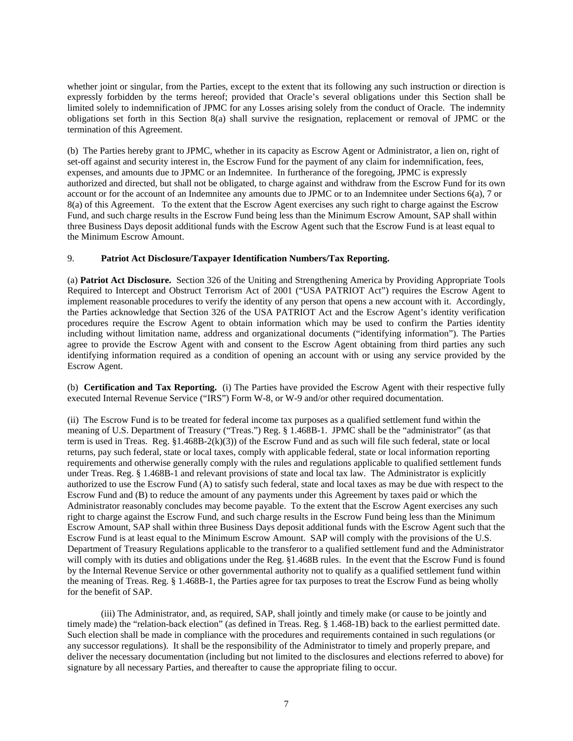whether joint or singular, from the Parties, except to the extent that its following any such instruction or direction is expressly forbidden by the terms hereof; provided that Oracle's several obligations under this Section shall be limited solely to indemnification of JPMC for any Losses arising solely from the conduct of Oracle. The indemnity obligations set forth in this Section 8(a) shall survive the resignation, replacement or removal of JPMC or the termination of this Agreement.

(b) The Parties hereby grant to JPMC, whether in its capacity as Escrow Agent or Administrator, a lien on, right of set-off against and security interest in, the Escrow Fund for the payment of any claim for indemnification, fees, expenses, and amounts due to JPMC or an Indemnitee. In furtherance of the foregoing, JPMC is expressly authorized and directed, but shall not be obligated, to charge against and withdraw from the Escrow Fund for its own account or for the account of an Indemnitee any amounts due to JPMC or to an Indemnitee under Sections 6(a), 7 or 8(a) of this Agreement. To the extent that the Escrow Agent exercises any such right to charge against the Escrow Fund, and such charge results in the Escrow Fund being less than the Minimum Escrow Amount, SAP shall within three Business Days deposit additional funds with the Escrow Agent such that the Escrow Fund is at least equal to the Minimum Escrow Amount.

9. **Patriot Act Disclosure/Taxpayer Identification Numbers/Tax Reporting.**

(a) **Patriot Act Disclosure.** Section 326 of the Uniting and Strengthening America by Providing Appropriate Tools Required to Intercept and Obstruct Terrorism Act of 2001 ("USA PATRIOT Act") requires the Escrow Agent to implement reasonable procedures to verify the identity of any person that opens a new account with it. Accordingly, the Parties acknowledge that Section 326 of the USA PATRIOT Act and the Escrow Agent's identity verification procedures require the Escrow Agent to obtain information which may be used to confirm the Parties identity including without limitation name, address and organizational documents ("identifying information"). The Parties agree to provide the Escrow Agent with and consent to the Escrow Agent obtaining from third parties any such identifying information required as a condition of opening an account with or using any service provided by the Escrow Agent.

(b) **Certification and Tax Reporting.** (i) The Parties have provided the Escrow Agent with their respective fully executed Internal Revenue Service ("IRS") Form W-8, or W-9 and/or other required documentation.

(ii) The Escrow Fund is to be treated for federal income tax purposes as a qualified settlement fund within the meaning of U.S. Department of Treasury ("Treas.") Reg. § 1.468B-1. JPMC shall be the "administrator" (as that term is used in Treas. Reg. §1.468B-2(k)(3)) of the Escrow Fund and as such will file such federal, state or local returns, pay such federal, state or local taxes, comply with applicable federal, state or local information reporting requirements and otherwise generally comply with the rules and regulations applicable to qualified settlement funds under Treas. Reg. § 1.468B-1 and relevant provisions of state and local tax law. The Administrator is explicitly authorized to use the Escrow Fund (A) to satisfy such federal, state and local taxes as may be due with respect to the Escrow Fund and (B) to reduce the amount of any payments under this Agreement by taxes paid or which the Administrator reasonably concludes may become payable. To the extent that the Escrow Agent exercises any such right to charge against the Escrow Fund, and such charge results in the Escrow Fund being less than the Minimum Escrow Amount, SAP shall within three Business Days deposit additional funds with the Escrow Agent such that the Escrow Fund is at least equal to the Minimum Escrow Amount. SAP will comply with the provisions of the U.S. Department of Treasury Regulations applicable to the transferor to a qualified settlement fund and the Administrator will comply with its duties and obligations under the Reg. §1.468B rules. In the event that the Escrow Fund is found by the Internal Revenue Service or other governmental authority not to qualify as a qualified settlement fund within the meaning of Treas. Reg. § 1.468B-1, the Parties agree for tax purposes to treat the Escrow Fund as being wholly for the benefit of SAP.

(iii) The Administrator, and, as required, SAP, shall jointly and timely make (or cause to be jointly and timely made) the "relation-back election" (as defined in Treas. Reg. § 1.468-1B) back to the earliest permitted date. Such election shall be made in compliance with the procedures and requirements contained in such regulations (or any successor regulations). It shall be the responsibility of the Administrator to timely and properly prepare, and deliver the necessary documentation (including but not limited to the disclosures and elections referred to above) for signature by all necessary Parties, and thereafter to cause the appropriate filing to occur.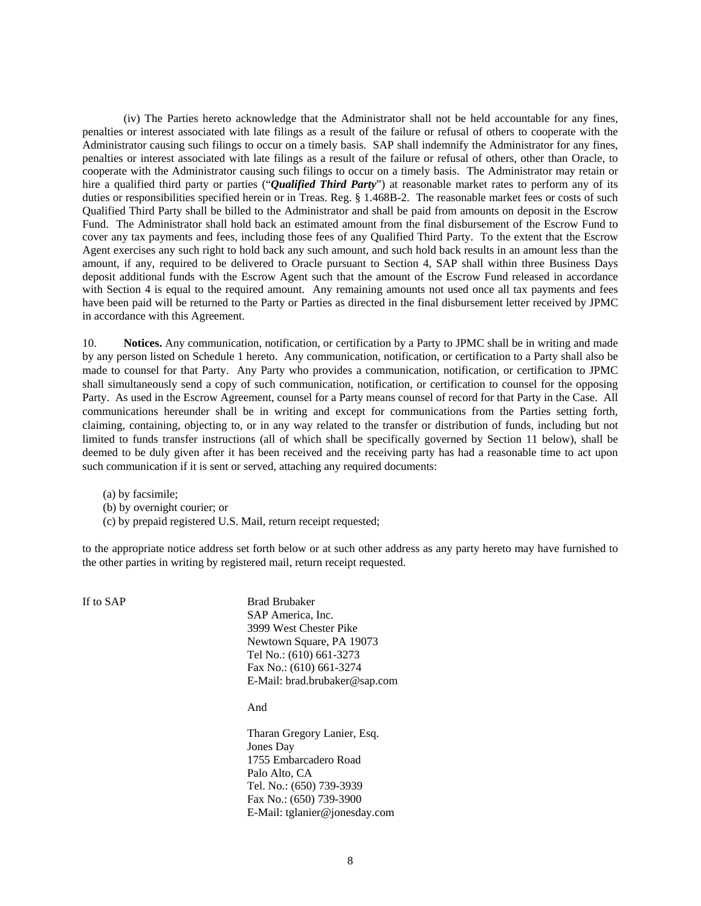(iv) The Parties hereto acknowledge that the Administrator shall not be held accountable for any fines, penalties or interest associated with late filings as a result of the failure or refusal of others to cooperate with the Administrator causing such filings to occur on a timely basis. SAP shall indemnify the Administrator for any fines, penalties or interest associated with late filings as a result of the failure or refusal of others, other than Oracle, to cooperate with the Administrator causing such filings to occur on a timely basis. The Administrator may retain or hire a qualified third party or parties ("***Qualified Third Party***") at reasonable market rates to perform any of its duties or responsibilities specified herein or in Treas. Reg. § 1.468B-2. The reasonable market fees or costs of such Qualified Third Party shall be billed to the Administrator and shall be paid from amounts on deposit in the Escrow Fund. The Administrator shall hold back an estimated amount from the final disbursement of the Escrow Fund to cover any tax payments and fees, including those fees of any Qualified Third Party. To the extent that the Escrow Agent exercises any such right to hold back any such amount, and such hold back results in an amount less than the amount, if any, required to be delivered to Oracle pursuant to Section 4, SAP shall within three Business Days deposit additional funds with the Escrow Agent such that the amount of the Escrow Fund released in accordance with Section 4 is equal to the required amount. Any remaining amounts not used once all tax payments and fees have been paid will be returned to the Party or Parties as directed in the final disbursement letter received by JPMC in accordance with this Agreement.

10. **Notices.** Any communication, notification, or certification by a Party to JPMC shall be in writing and made by any person listed on Schedule 1 hereto. Any communication, notification, or certification to a Party shall also be made to counsel for that Party. Any Party who provides a communication, notification, or certification to JPMC shall simultaneously send a copy of such communication, notification, or certification to counsel for the opposing Party. As used in the Escrow Agreement, counsel for a Party means counsel of record for that Party in the Case. All communications hereunder shall be in writing and except for communications from the Parties setting forth, claiming, containing, objecting to, or in any way related to the transfer or distribution of funds, including but not limited to funds transfer instructions (all of which shall be specifically governed by Section 11 below), shall be deemed to be duly given after it has been received and the receiving party has had a reasonable time to act upon such communication if it is sent or served, attaching any required documents:

(a) by facsimile;
(b) by overnight courier; or
(c) by prepaid registered U.S. Mail, return receipt requested;

to the appropriate notice address set forth below or at such other address as any party hereto may have furnished to the other parties in writing by registered mail, return receipt requested.

If to SAP

Brad Brubaker
SAP America, Inc.
3999 West Chester Pike
Newtown Square, PA 19073
Tel No.: (610) 661-3273
Fax No.: (610) 661-3274
E-Mail: brad.brubaker@sap.com

And

Tharan Gregory Lanier, Esq.
Jones Day
1755 Embarcadero Road
Palo Alto, CA
Tel. No.: (650) 739-3939
Fax No.: (650) 739-3900
E-Mail: tglanier@jonesday.com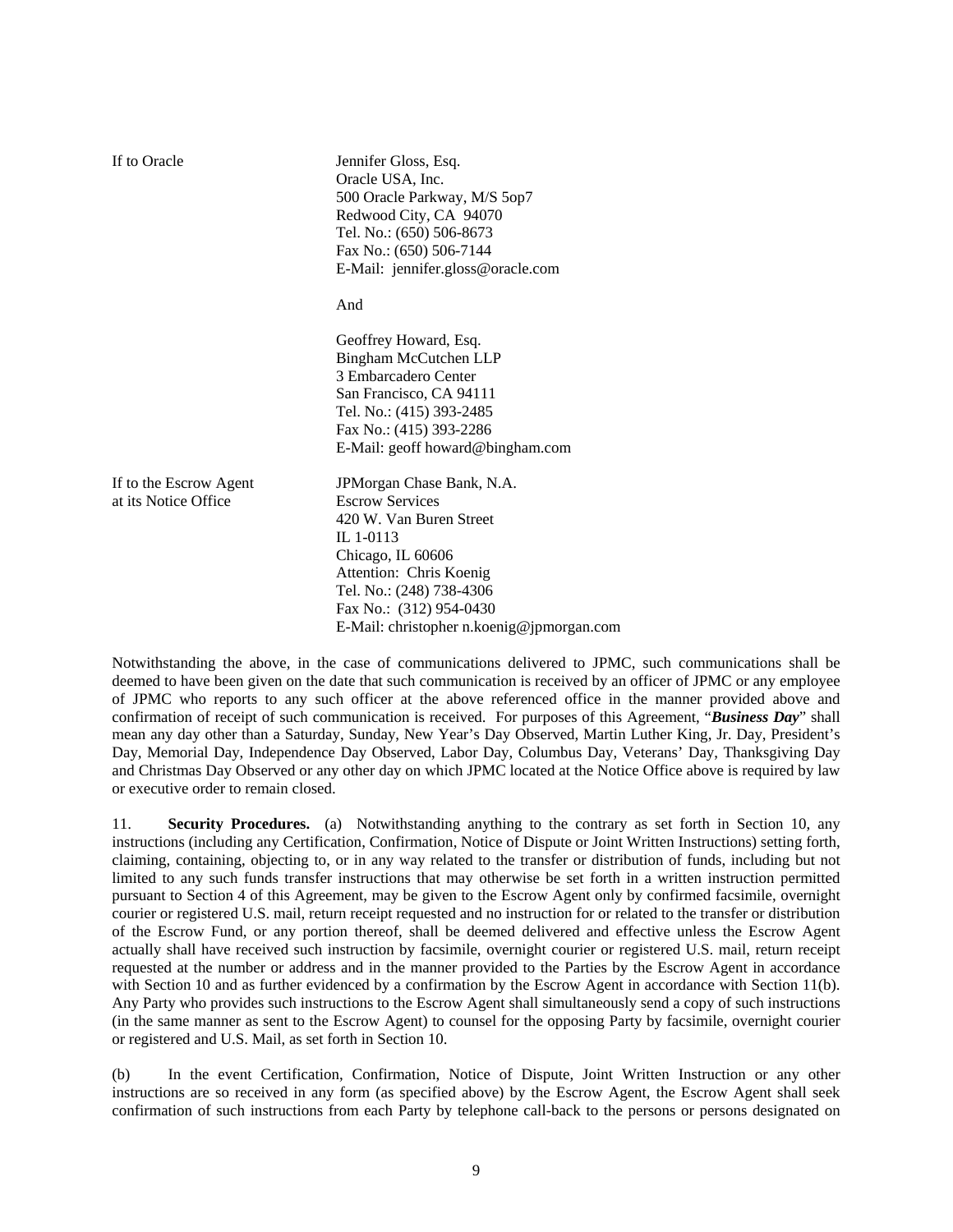If to Oracle

Jennifer Gloss, Esq.
Oracle USA, Inc.
500 Oracle Parkway, M/S 5op7
Redwood City, CA 94070
Tel. No.: (650) 506-8673
Fax No.: (650) 506-7144
E-Mail: jennifer.gloss@oracle.com

And

Geoffrey Howard, Esq.
Bingham McCutchen LLP
3 Embarcadero Center
San Francisco, CA 94111
Tel. No.: (415) 393-2485
Fax No.: (415) 393-2286
E-Mail: geoff howard@bingham.com

If to the Escrow Agent at its Notice Office

JPMorgan Chase Bank, N.A.
Escrow Services
420 W. Van Buren Street
IL 1-0113
Chicago, IL 60606
Attention: Chris Koenig
Tel. No.: (248) 738-4306
Fax No.: (312) 954-0430
E-Mail: christopher n.koenig@jpmorgan.com

Notwithstanding the above, in the case of communications delivered to JPMC, such communications shall be deemed to have been given on the date that such communication is received by an officer of JPMC or any employee of JPMC who reports to any such officer at the above referenced office in the manner provided above and confirmation of receipt of such communication is received. For purposes of this Agreement, "***Business Day***" shall mean any day other than a Saturday, Sunday, New Year's Day Observed, Martin Luther King, Jr. Day, President's Day, Memorial Day, Independence Day Observed, Labor Day, Columbus Day, Veterans' Day, Thanksgiving Day and Christmas Day Observed or any other day on which JPMC located at the Notice Office above is required by law or executive order to remain closed.

11. **Security Procedures.** (a) Notwithstanding anything to the contrary as set forth in Section 10, any instructions (including any Certification, Confirmation, Notice of Dispute or Joint Written Instructions) setting forth, claiming, containing, objecting to, or in any way related to the transfer or distribution of funds, including but not limited to any such funds transfer instructions that may otherwise be set forth in a written instruction permitted pursuant to Section 4 of this Agreement, may be given to the Escrow Agent only by confirmed facsimile, overnight courier or registered U.S. mail, return receipt requested and no instruction for or related to the transfer or distribution of the Escrow Fund, or any portion thereof, shall be deemed delivered and effective unless the Escrow Agent actually shall have received such instruction by facsimile, overnight courier or registered U.S. mail, return receipt requested at the number or address and in the manner provided to the Parties by the Escrow Agent in accordance with Section 10 and as further evidenced by a confirmation by the Escrow Agent in accordance with Section 11(b). Any Party who provides such instructions to the Escrow Agent shall simultaneously send a copy of such instructions (in the same manner as sent to the Escrow Agent) to counsel for the opposing Party by facsimile, overnight courier or registered and U.S. Mail, as set forth in Section 10.

(b) In the event Certification, Confirmation, Notice of Dispute, Joint Written Instruction or any other instructions are so received in any form (as specified above) by the Escrow Agent, the Escrow Agent shall seek confirmation of such instructions from each Party by telephone call-back to the persons or persons designated on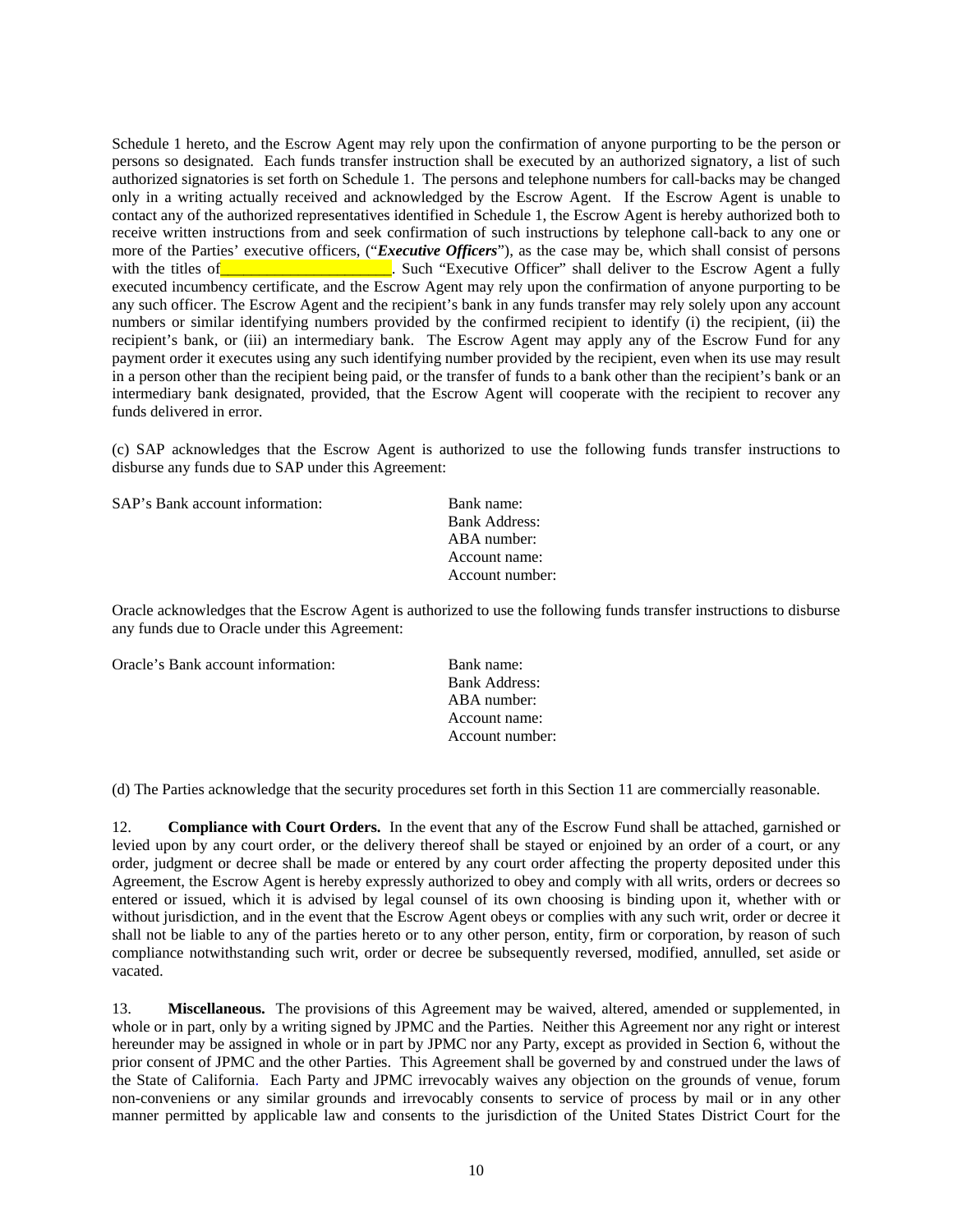Schedule 1 hereto, and the Escrow Agent may rely upon the confirmation of anyone purporting to be the person or persons so designated. Each funds transfer instruction shall be executed by an authorized signatory, a list of such authorized signatories is set forth on Schedule 1. The persons and telephone numbers for call-backs may be changed only in a writing actually received and acknowledged by the Escrow Agent. If the Escrow Agent is unable to contact any of the authorized representatives identified in Schedule 1, the Escrow Agent is hereby authorized both to receive written instructions from and seek confirmation of such instructions by telephone call-back to any one or more of the Parties' executive officers, ("***Executive Officers***"), as the case may be, which shall consist of persons with the titles of______________________. Such "Executive Officer" shall deliver to the Escrow Agent a fully executed incumbency certificate, and the Escrow Agent may rely upon the confirmation of anyone purporting to be any such officer. The Escrow Agent and the recipient's bank in any funds transfer may rely solely upon any account numbers or similar identifying numbers provided by the confirmed recipient to identify (i) the recipient, (ii) the recipient's bank, or (iii) an intermediary bank. The Escrow Agent may apply any of the Escrow Fund for any payment order it executes using any such identifying number provided by the recipient, even when its use may result in a person other than the recipient being paid, or the transfer of funds to a bank other than the recipient's bank or an intermediary bank designated, provided, that the Escrow Agent will cooperate with the recipient to recover any funds delivered in error.

(c) SAP acknowledges that the Escrow Agent is authorized to use the following funds transfer instructions to disburse any funds due to SAP under this Agreement:

SAP's Bank account information:

Bank name:
Bank Address:
ABA number:
Account name:
Account number:

Oracle acknowledges that the Escrow Agent is authorized to use the following funds transfer instructions to disburse any funds due to Oracle under this Agreement:

Oracle's Bank account information:

Bank name:
Bank Address:
ABA number:
Account name:
Account number:

(d) The Parties acknowledge that the security procedures set forth in this Section 11 are commercially reasonable.

12. **Compliance with Court Orders.** In the event that any of the Escrow Fund shall be attached, garnished or levied upon by any court order, or the delivery thereof shall be stayed or enjoined by an order of a court, or any order, judgment or decree shall be made or entered by any court order affecting the property deposited under this Agreement, the Escrow Agent is hereby expressly authorized to obey and comply with all writs, orders or decrees so entered or issued, which it is advised by legal counsel of its own choosing is binding upon it, whether with or without jurisdiction, and in the event that the Escrow Agent obeys or complies with any such writ, order or decree it shall not be liable to any of the parties hereto or to any other person, entity, firm or corporation, by reason of such compliance notwithstanding such writ, order or decree be subsequently reversed, modified, annulled, set aside or vacated.

13. **Miscellaneous.** The provisions of this Agreement may be waived, altered, amended or supplemented, in whole or in part, only by a writing signed by JPMC and the Parties. Neither this Agreement nor any right or interest hereunder may be assigned in whole or in part by JPMC nor any Party, except as provided in Section 6, without the prior consent of JPMC and the other Parties. This Agreement shall be governed by and construed under the laws of the State of California. Each Party and JPMC irrevocably waives any objection on the grounds of venue, forum non-conveniens or any similar grounds and irrevocably consents to service of process by mail or in any other manner permitted by applicable law and consents to the jurisdiction of the United States District Court for the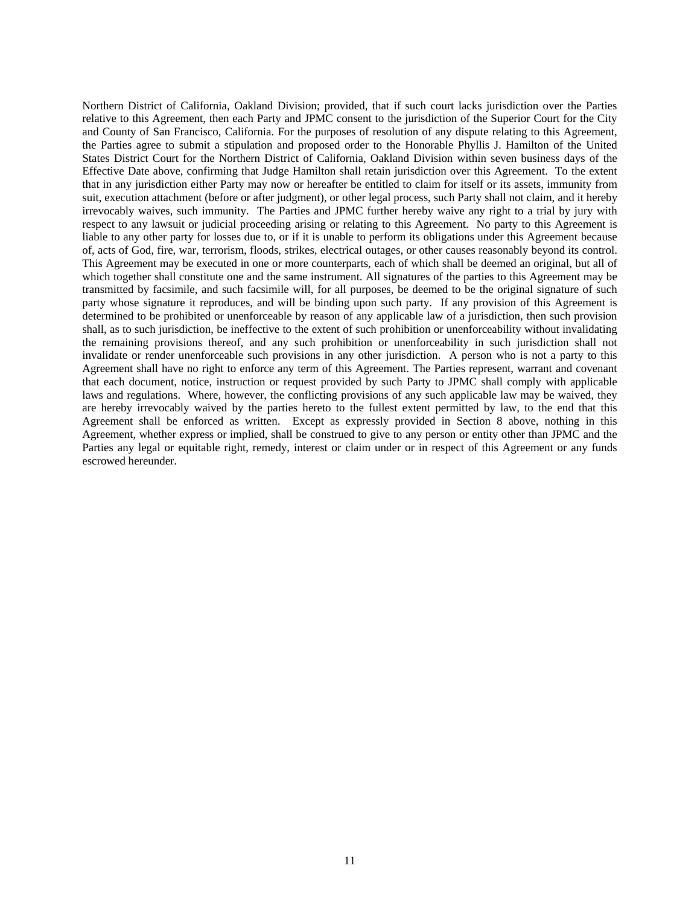Northern District of California, Oakland Division; provided, that if such court lacks jurisdiction over the Parties relative to this Agreement, then each Party and JPMC consent to the jurisdiction of the Superior Court for the City and County of San Francisco, California. For the purposes of resolution of any dispute relating to this Agreement, the Parties agree to submit a stipulation and proposed order to the Honorable Phyllis J. Hamilton of the United States District Court for the Northern District of California, Oakland Division within seven business days of the Effective Date above, confirming that Judge Hamilton shall retain jurisdiction over this Agreement. To the extent that in any jurisdiction either Party may now or hereafter be entitled to claim for itself or its assets, immunity from suit, execution attachment (before or after judgment), or other legal process, such Party shall not claim, and it hereby irrevocably waives, such immunity. The Parties and JPMC further hereby waive any right to a trial by jury with respect to any lawsuit or judicial proceeding arising or relating to this Agreement. No party to this Agreement is liable to any other party for losses due to, or if it is unable to perform its obligations under this Agreement because of, acts of God, fire, war, terrorism, floods, strikes, electrical outages, or other causes reasonably beyond its control. This Agreement may be executed in one or more counterparts, each of which shall be deemed an original, but all of which together shall constitute one and the same instrument. All signatures of the parties to this Agreement may be transmitted by facsimile, and such facsimile will, for all purposes, be deemed to be the original signature of such party whose signature it reproduces, and will be binding upon such party. If any provision of this Agreement is determined to be prohibited or unenforceable by reason of any applicable law of a jurisdiction, then such provision shall, as to such jurisdiction, be ineffective to the extent of such prohibition or unenforceability without invalidating the remaining provisions thereof, and any such prohibition or unenforceability in such jurisdiction shall not invalidate or render unenforceable such provisions in any other jurisdiction. A person who is not a party to this Agreement shall have no right to enforce any term of this Agreement. The Parties represent, warrant and covenant that each document, notice, instruction or request provided by such Party to JPMC shall comply with applicable laws and regulations. Where, however, the conflicting provisions of any such applicable law may be waived, they are hereby irrevocably waived by the parties hereto to the fullest extent permitted by law, to the end that this Agreement shall be enforced as written. Except as expressly provided in Section 8 above, nothing in this Agreement, whether express or implied, shall be construed to give to any person or entity other than JPMC and the Parties any legal or equitable right, remedy, interest or claim under or in respect of this Agreement or any funds escrowed hereunder.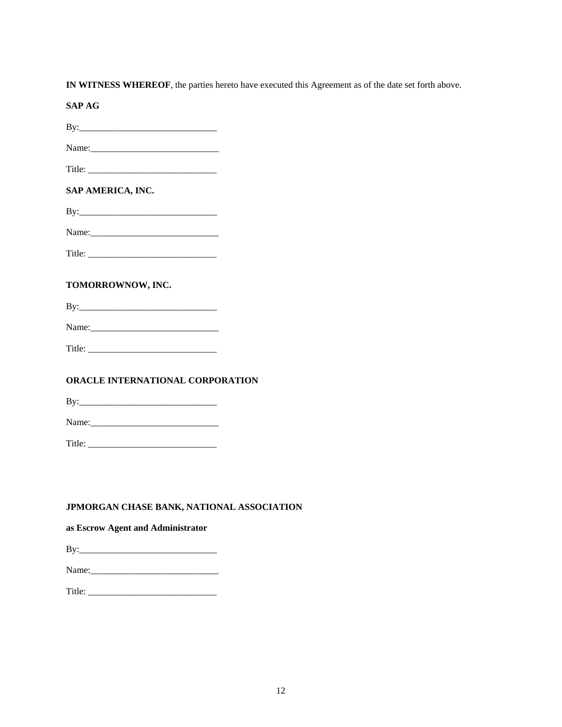**IN WITNESS WHEREOF**, the parties hereto have executed this Agreement as of the date set forth above.

**SAP AG**

By:______________________________

Name:____________________________

Title: ____________________________

**SAP AMERICA, INC.**

By:______________________________

Name:____________________________

Title: ____________________________

**TOMORROWNOW, INC.**

By:______________________________

Name:____________________________

Title: ____________________________

**ORACLE INTERNATIONAL CORPORATION**

By:______________________________

Name:____________________________

Title: ____________________________

**JPMORGAN CHASE BANK, NATIONAL ASSOCIATION**

**as Escrow Agent and Administrator**

By:______________________________

Name:____________________________

Title: ____________________________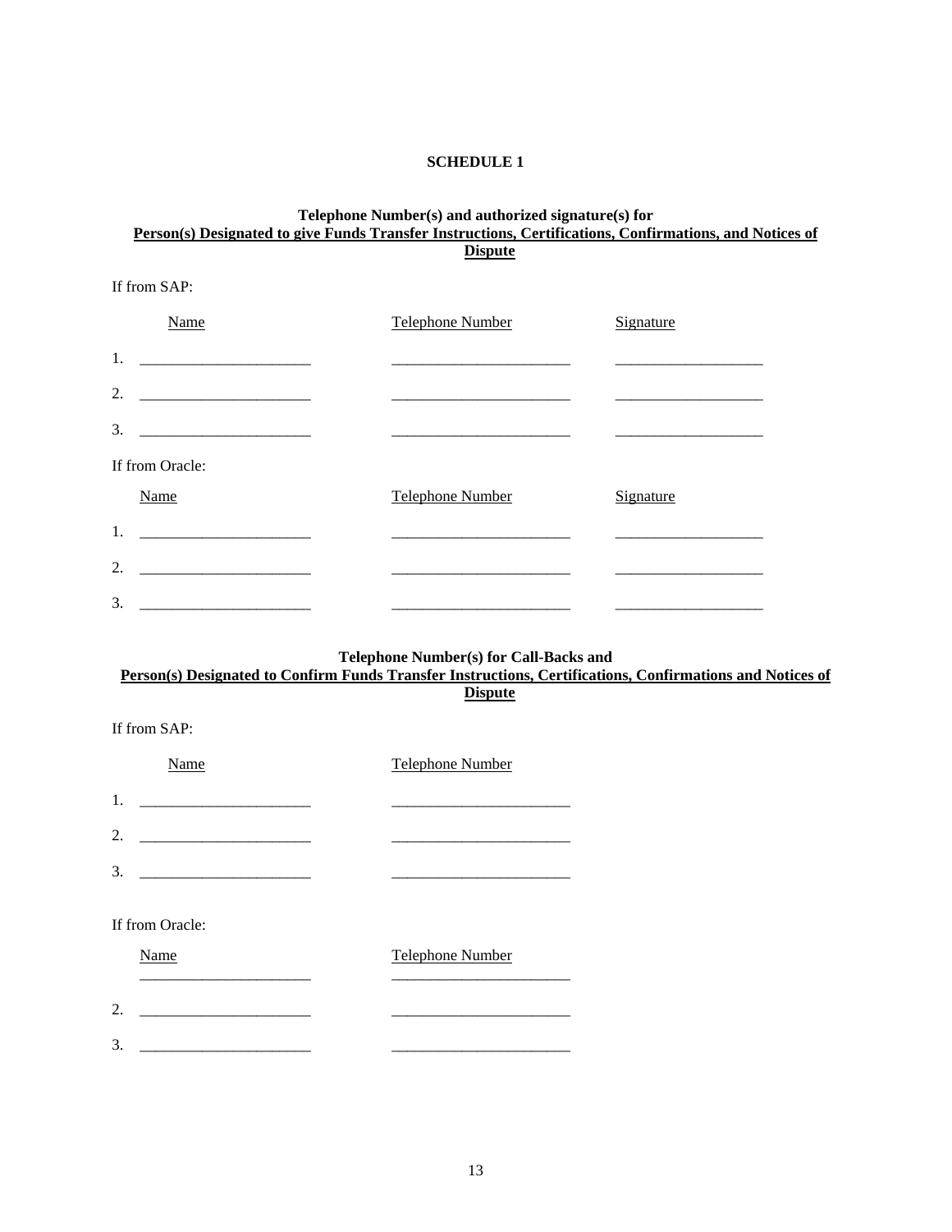# SCHEDULE 1

**Telephone Number(s) and authorized signature(s) for**
**<u>Person(s) Designated to give Funds Transfer Instructions, Certifications, Confirmations, and Notices of Dispute</u>**

If from SAP:

| | Name | Telephone Number | Signature |
|---|---|---|---|
| 1. | ______________________ | ______________________ | ____________________ |
| 2. | ______________________ | ______________________ | ____________________ |
| 3. | ______________________ | ______________________ | ____________________ |

If from Oracle:

| | Name | Telephone Number | Signature |
|---|---|---|---|
| 1. | ______________________ | ______________________ | ____________________ |
| 2. | ______________________ | ______________________ | ____________________ |
| 3. | ______________________ | ______________________ | ____________________ |

**Telephone Number(s) for Call-Backs and**
**<u>Person(s) Designated to Confirm Funds Transfer Instructions, Certifications, Confirmations and Notices of Dispute</u>**

If from SAP:

| | Name | Telephone Number |
|---|---|---|
| 1. | ______________________ | ______________________ |
| 2. | ______________________ | ______________________ |
| 3. | ______________________ | ______________________ |

If from Oracle:

| | Name | Telephone Number |
|---|---|---|
| | ______________________ | ______________________ |
| 2. | ______________________ | ______________________ |
| 3. | ______________________ | ______________________ |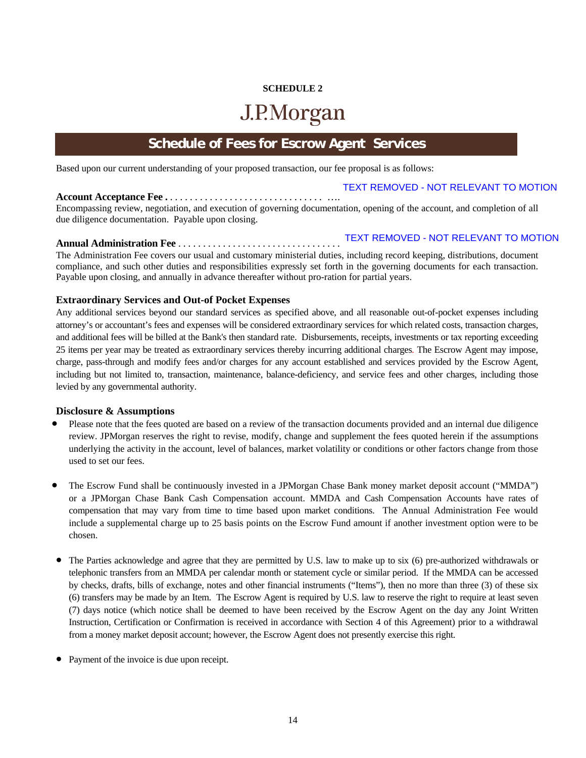**SCHEDULE 2**

J.P.Morgan

## Schedule of Fees for Escrow Agent Services

Based upon our current understanding of your proposed transaction, our fee proposal is as follows:

**Account Acceptance Fee** . . . . . . . . . . . . . . . . . . . . . . . . . . . . . . . . …. TEXT REMOVED - NOT RELEVANT TO MOTION

Encompassing review, negotiation, and execution of governing documentation, opening of the account, and completion of all due diligence documentation. Payable upon closing.

**Annual Administration Fee** . . . . . . . . . . . . . . . . . . . . . . . . . . . . . . . . . TEXT REMOVED - NOT RELEVANT TO MOTION

The Administration Fee covers our usual and customary ministerial duties, including record keeping, distributions, document compliance, and such other duties and responsibilities expressly set forth in the governing documents for each transaction. Payable upon closing, and annually in advance thereafter without pro-ration for partial years.

**Extraordinary Services and Out-of Pocket Expenses**

Any additional services beyond our standard services as specified above, and all reasonable out-of-pocket expenses including attorney's or accountant's fees and expenses will be considered extraordinary services for which related costs, transaction charges, and additional fees will be billed at the Bank's then standard rate. Disbursements, receipts, investments or tax reporting exceeding 25 items per year may be treated as extraordinary services thereby incurring additional charges. The Escrow Agent may impose, charge, pass-through and modify fees and/or charges for any account established and services provided by the Escrow Agent, including but not limited to, transaction, maintenance, balance-deficiency, and service fees and other charges, including those levied by any governmental authority.

**Disclosure & Assumptions**

- Please note that the fees quoted are based on a review of the transaction documents provided and an internal due diligence review. JPMorgan reserves the right to revise, modify, change and supplement the fees quoted herein if the assumptions underlying the activity in the account, level of balances, market volatility or conditions or other factors change from those used to set our fees.

- The Escrow Fund shall be continuously invested in a JPMorgan Chase Bank money market deposit account ("MMDA") or a JPMorgan Chase Bank Cash Compensation account. MMDA and Cash Compensation Accounts have rates of compensation that may vary from time to time based upon market conditions. The Annual Administration Fee would include a supplemental charge up to 25 basis points on the Escrow Fund amount if another investment option were to be chosen.

- The Parties acknowledge and agree that they are permitted by U.S. law to make up to six (6) pre-authorized withdrawals or telephonic transfers from an MMDA per calendar month or statement cycle or similar period. If the MMDA can be accessed by checks, drafts, bills of exchange, notes and other financial instruments ("Items"), then no more than three (3) of these six (6) transfers may be made by an Item. The Escrow Agent is required by U.S. law to reserve the right to require at least seven (7) days notice (which shall be deemed to have been received by the Escrow Agent on the day any Joint Written Instruction, Certification or Confirmation is received in accordance with Section 4 of this Agreement) prior to a withdrawal from a money market deposit account; however, the Escrow Agent does not presently exercise this right.

- Payment of the invoice is due upon receipt.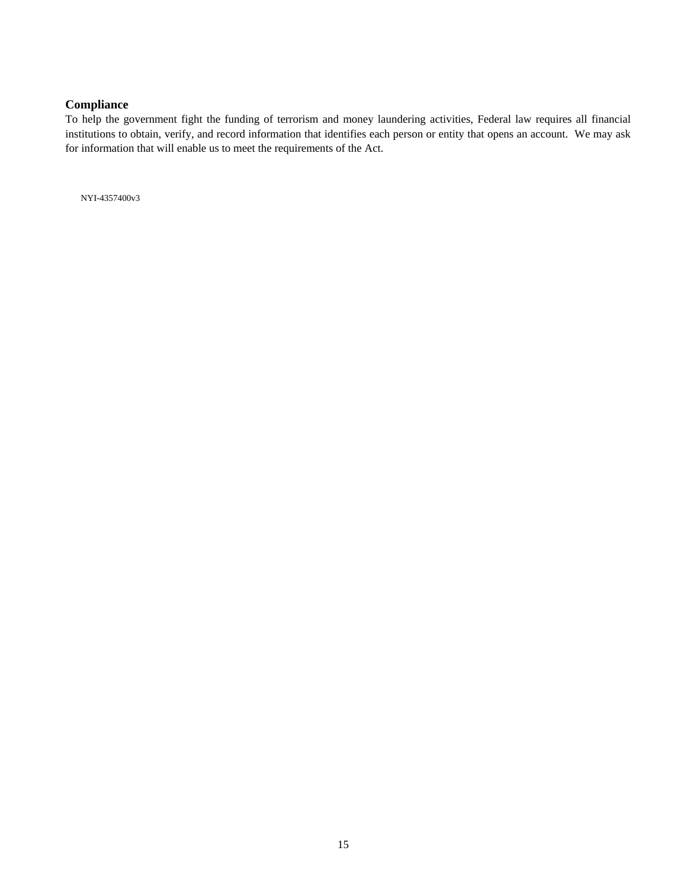**Compliance**

To help the government fight the funding of terrorism and money laundering activities, Federal law requires all financial institutions to obtain, verify, and record information that identifies each person or entity that opens an account. We may ask for information that will enable us to meet the requirements of the Act.

NYI-4357400v3